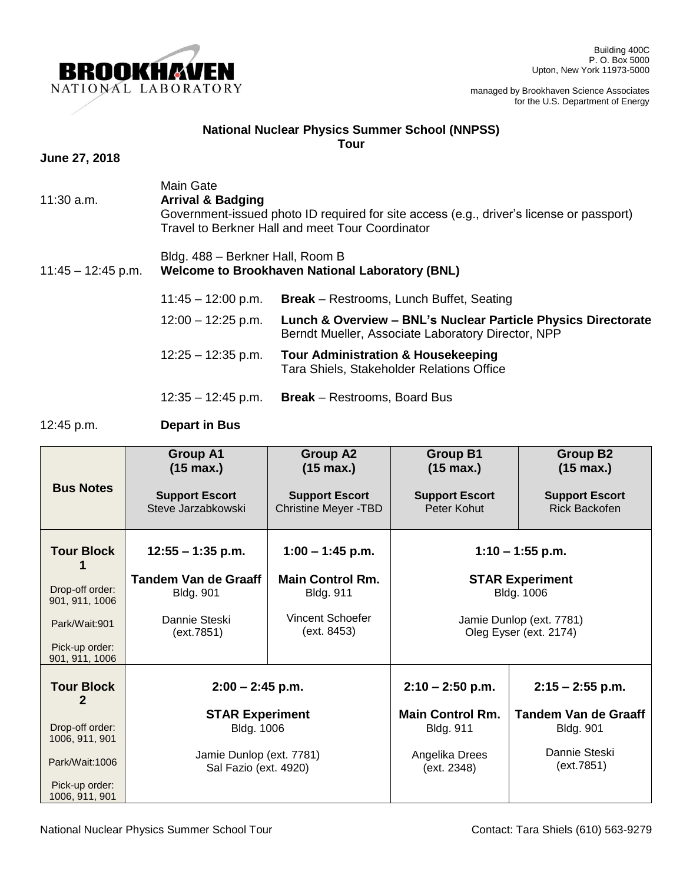**BROOKHAVEN**
NATIONAL LABORATORY

Building 400C
P. O. Box 5000
Upton, New York 11973-5000

managed by Brookhaven Science Associates
for the U.S. Department of Energy

## National Nuclear Physics Summer School (NNPSS)
## Tour

**June 27, 2018**

11:30 a.m. — Main Gate
**Arrival & Badging**
Government-issued photo ID required for site access (e.g., driver's license or passport)
Travel to Berkner Hall and meet Tour Coordinator

11:45 – 12:45 p.m. — Bldg. 488 – Berkner Hall, Room B
**Welcome to Brookhaven National Laboratory (BNL)**

| | |
|---|---|
| 11:45 – 12:00 p.m. | **Break** – Restrooms, Lunch Buffet, Seating |
| 12:00 – 12:25 p.m. | **Lunch & Overview – BNL's Nuclear Particle Physics Directorate**<br>Berndt Mueller, Associate Laboratory Director, NPP |
| 12:25 – 12:35 p.m. | **Tour Administration & Housekeeping**<br>Tara Shiels, Stakeholder Relations Office |
| 12:35 – 12:45 p.m. | **Break** – Restrooms, Board Bus |

12:45 p.m. **Depart in Bus**

| **Bus Notes** | **Group A1 (15 max.)**<br>**Support Escort** Steve Jarzabkowski | **Group A2 (15 max.)**<br>**Support Escort** Christine Meyer -TBD | **Group B1 (15 max.)**<br>**Support Escort** Peter Kohut | **Group B2 (15 max.)**<br>**Support Escort** Rick Backofen |
|---|---|---|---|---|
| **Tour Block 1**<br>Drop-off order: 901, 911, 1006<br>Park/Wait:901<br>Pick-up order: 901, 911, 1006 | **12:55 – 1:35 p.m.**<br>**Tandem Van de Graaff**<br>Bldg. 901<br>Dannie Steski (ext.7851) | **1:00 – 1:45 p.m.**<br>**Main Control Rm.**<br>Bldg. 911<br>Vincent Schoefer (ext. 8453) | **1:10 – 1:55 p.m.**<br>**STAR Experiment**<br>Bldg. 1006<br>Jamie Dunlop (ext. 7781)<br>Oleg Eyser (ext. 2174) | |
| **Tour Block 2**<br>Drop-off order: 1006, 911, 901<br>Park/Wait:1006<br>Pick-up order: 1006, 911, 901 | **2:00 – 2:45 p.m.**<br>**STAR Experiment**<br>Bldg. 1006<br>Jamie Dunlop (ext. 7781)<br>Sal Fazio (ext. 4920) | | **2:10 – 2:50 p.m.**<br>**Main Control Rm.**<br>Bldg. 911<br>Angelika Drees (ext. 2348) | **2:15 – 2:55 p.m.**<br>**Tandem Van de Graaff**<br>Bldg. 901<br>Dannie Steski (ext.7851) |

National Nuclear Physics Summer School Tour — Contact: Tara Shiels (610) 563-9279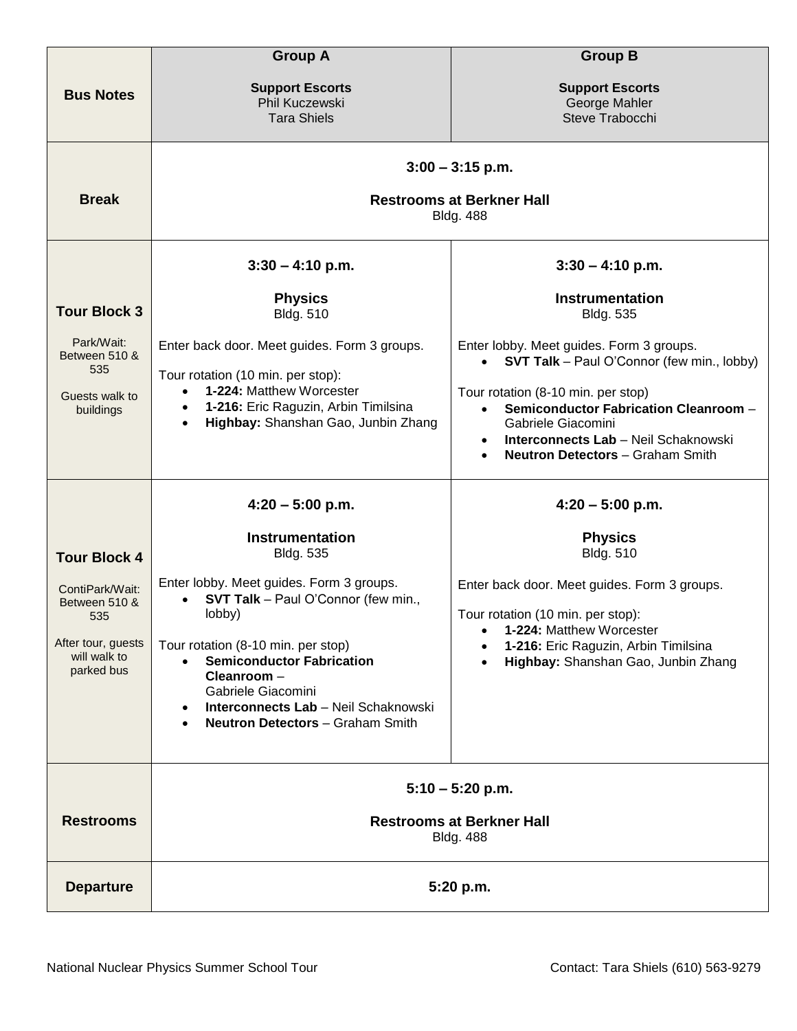| Bus Notes | Group A<br><br>**Support Escorts**<br>Phil Kuczewski<br>Tara Shiels | Group B<br><br>**Support Escorts**<br>George Mahler<br>Steve Trabocchi |
|---|---|---|
| **Break** | **3:00 – 3:15 p.m.**<br><br>**Restrooms at Berkner Hall**<br>Bldg. 488 | |
| **Tour Block 3**<br><br>Park/Wait: Between 510 & 535<br><br>Guests walk to buildings | **3:30 – 4:10 p.m.**<br><br>**Physics**<br>Bldg. 510<br><br>Enter back door. Meet guides. Form 3 groups.<br><br>Tour rotation (10 min. per stop):<br>• **1-224:** Matthew Worcester<br>• **1-216:** Eric Raguzin, Arbin Timilsina<br>• **Highbay:** Shanshan Gao, Junbin Zhang | **3:30 – 4:10 p.m.**<br><br>**Instrumentation**<br>Bldg. 535<br><br>Enter lobby. Meet guides. Form 3 groups.<br>• **SVT Talk** – Paul O'Connor (few min., lobby)<br><br>Tour rotation (8-10 min. per stop)<br>• **Semiconductor Fabrication Cleanroom** – Gabriele Giacomini<br>• **Interconnects Lab** – Neil Schaknowski<br>• **Neutron Detectors** – Graham Smith |
| **Tour Block 4**<br><br>ContiPark/Wait: Between 510 & 535<br><br>After tour, guests will walk to parked bus | **4:20 – 5:00 p.m.**<br><br>**Instrumentation**<br>Bldg. 535<br><br>Enter lobby. Meet guides. Form 3 groups.<br>• **SVT Talk** – Paul O'Connor (few min., lobby)<br><br>Tour rotation (8-10 min. per stop)<br>• **Semiconductor Fabrication Cleanroom** – Gabriele Giacomini<br>• **Interconnects Lab** – Neil Schaknowski<br>• **Neutron Detectors** – Graham Smith | **4:20 – 5:00 p.m.**<br><br>**Physics**<br>Bldg. 510<br><br>Enter back door. Meet guides. Form 3 groups.<br><br>Tour rotation (10 min. per stop):<br>• **1-224:** Matthew Worcester<br>• **1-216:** Eric Raguzin, Arbin Timilsina<br>• **Highbay:** Shanshan Gao, Junbin Zhang |
| **Restrooms** | **5:10 – 5:20 p.m.**<br><br>**Restrooms at Berkner Hall**<br>Bldg. 488 | |
| **Departure** | **5:20 p.m.** | |

National Nuclear Physics Summer School Tour

Contact: Tara Shiels (610) 563-9279